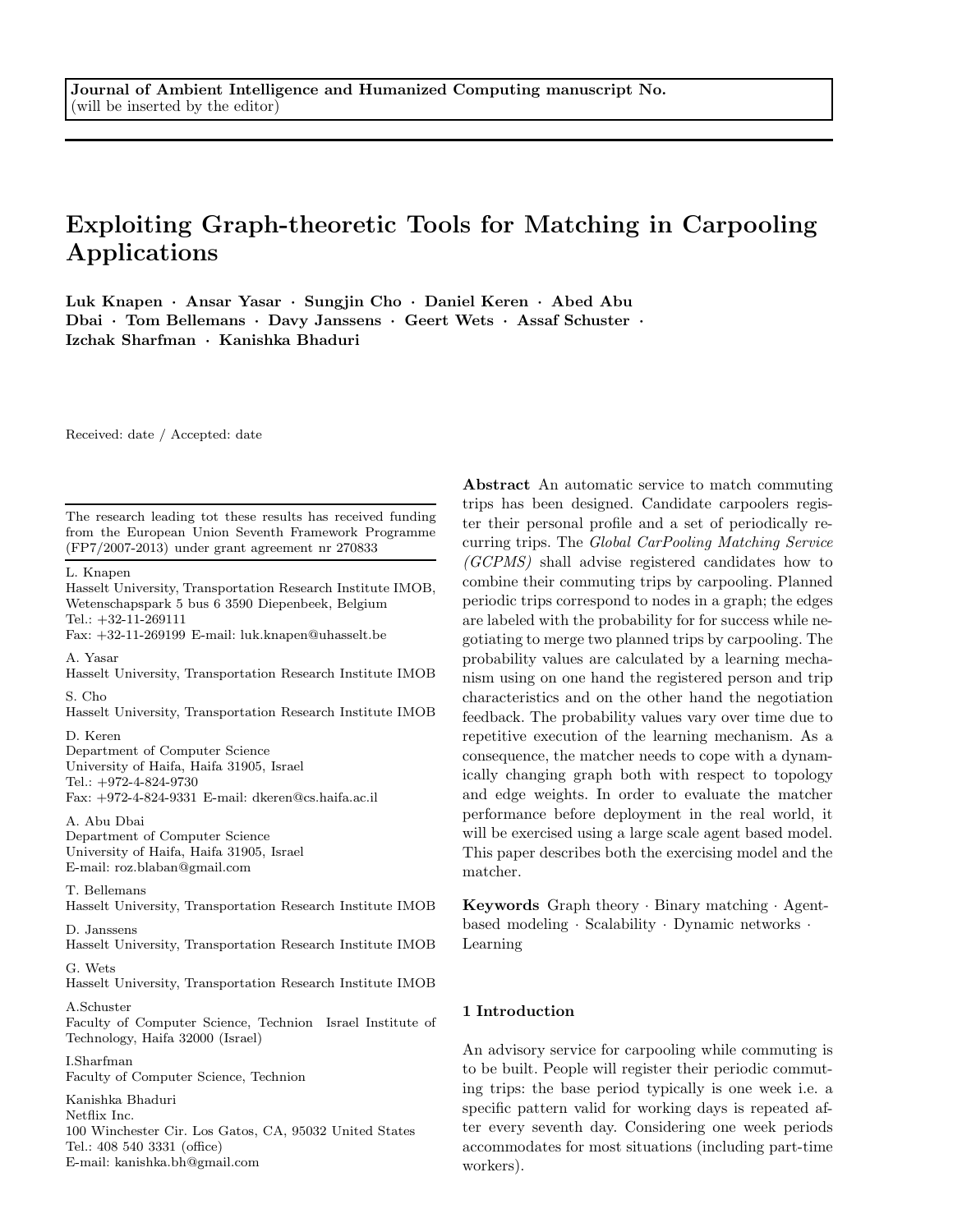**Journal of Ambient Intelligence and Humanized Computing manuscript No.**
(will be inserted by the editor)

# Exploiting Graph-theoretic Tools for Matching in Carpooling Applications

**Luk Knapen · Ansar Yasar · Sungjin Cho · Daniel Keren · Abed Abu Dbai · Tom Bellemans · Davy Janssens · Geert Wets · Assaf Schuster · Izchak Sharfman · Kanishka Bhaduri**

Received: date / Accepted: date

The research leading tot these results has received funding from the European Union Seventh Framework Programme (FP7/2007-2013) under grant agreement nr 270833

L. Knapen
Hasselt University, Transportation Research Institute IMOB, Wetenschapspark 5 bus 6 3590 Diepenbeek, Belgium
Tel.: +32-11-269111
Fax: +32-11-269199 E-mail: luk.knapen@uhasselt.be

A. Yasar
Hasselt University, Transportation Research Institute IMOB

S. Cho
Hasselt University, Transportation Research Institute IMOB

D. Keren
Department of Computer Science
University of Haifa, Haifa 31905, Israel
Tel.: +972-4-824-9730
Fax: +972-4-824-9331 E-mail: dkeren@cs.haifa.ac.il

A. Abu Dbai
Department of Computer Science
University of Haifa, Haifa 31905, Israel
E-mail: roz.blaban@gmail.com

T. Bellemans
Hasselt University, Transportation Research Institute IMOB

D. Janssens
Hasselt University, Transportation Research Institute IMOB

G. Wets
Hasselt University, Transportation Research Institute IMOB

A.Schuster
Faculty of Computer Science, Technion Israel Institute of Technology, Haifa 32000 (Israel)

I.Sharfman
Faculty of Computer Science, Technion

Kanishka Bhaduri
Netflix Inc.
100 Winchester Cir. Los Gatos, CA, 95032 United States
Tel.: 408 540 3331 (office)
E-mail: kanishka.bh@gmail.com

**Abstract** An automatic service to match commuting trips has been designed. Candidate carpoolers register their personal profile and a set of periodically recurring trips. The *Global CarPooling Matching Service (GCPMS)* shall advise registered candidates how to combine their commuting trips by carpooling. Planned periodic trips correspond to nodes in a graph; the edges are labeled with the probability for for success while negotiating to merge two planned trips by carpooling. The probability values are calculated by a learning mechanism using on one hand the registered person and trip characteristics and on the other hand the negotiation feedback. The probability values vary over time due to repetitive execution of the learning mechanism. As a consequence, the matcher needs to cope with a dynamically changing graph both with respect to topology and edge weights. In order to evaluate the matcher performance before deployment in the real world, it will be exercised using a large scale agent based model. This paper describes both the exercising model and the matcher.

**Keywords** Graph theory · Binary matching · Agent-based modeling · Scalability · Dynamic networks · Learning

## 1 Introduction

An advisory service for carpooling while commuting is to be built. People will register their periodic commuting trips: the base period typically is one week i.e. a specific pattern valid for working days is repeated after every seventh day. Considering one week periods accommodates for most situations (including part-time workers).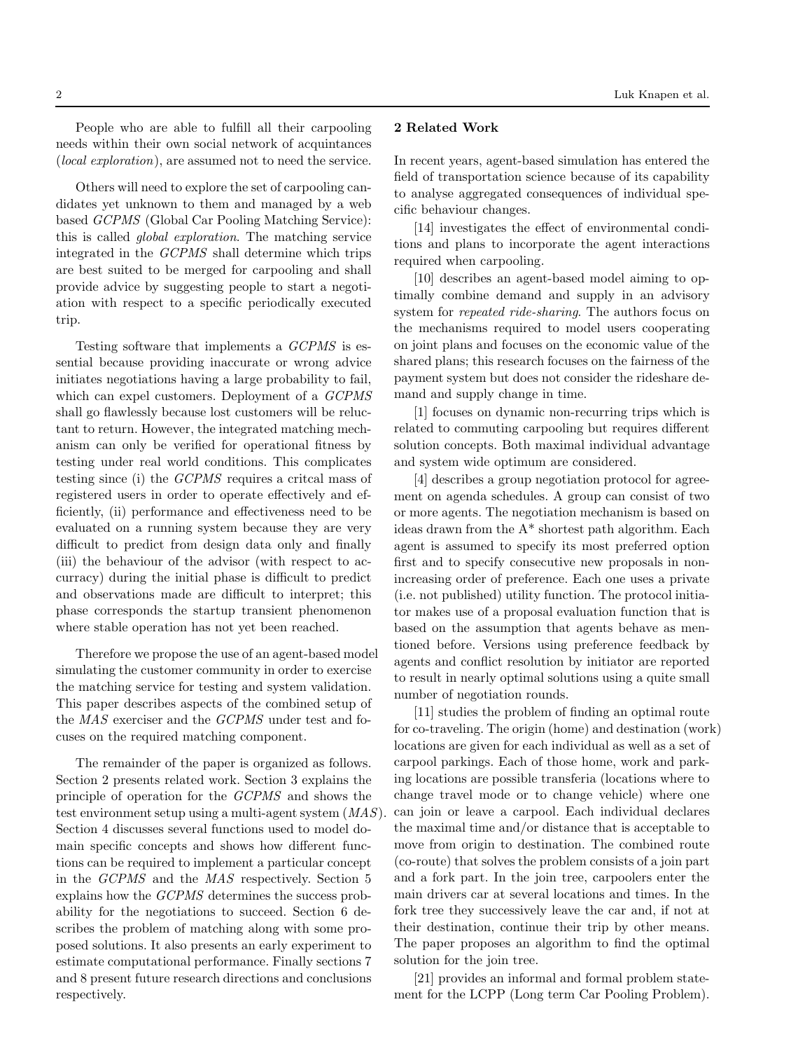People who are able to fulfill all their carpooling needs within their own social network of acquintances (*local exploration*), are assumed not to need the service.

Others will need to explore the set of carpooling candidates yet unknown to them and managed by a web based *GCPMS* (Global Car Pooling Matching Service): this is called *global exploration*. The matching service integrated in the *GCPMS* shall determine which trips are best suited to be merged for carpooling and shall provide advice by suggesting people to start a negotiation with respect to a specific periodically executed trip.

Testing software that implements a *GCPMS* is essential because providing inaccurate or wrong advice initiates negotiations having a large probability to fail, which can expel customers. Deployment of a *GCPMS* shall go flawlessly because lost customers will be reluctant to return. However, the integrated matching mechanism can only be verified for operational fitness by testing under real world conditions. This complicates testing since (i) the *GCPMS* requires a critcal mass of registered users in order to operate effectively and efficiently, (ii) performance and effectiveness need to be evaluated on a running system because they are very difficult to predict from design data only and finally (iii) the behaviour of the advisor (with respect to accurracy) during the initial phase is difficult to predict and observations made are difficult to interpret; this phase corresponds the startup transient phenomenon where stable operation has not yet been reached.

Therefore we propose the use of an agent-based model simulating the customer community in order to exercise the matching service for testing and system validation. This paper describes aspects of the combined setup of the *MAS* exerciser and the *GCPMS* under test and focuses on the required matching component.

The remainder of the paper is organized as follows. Section 2 presents related work. Section 3 explains the principle of operation for the *GCPMS* and shows the test environment setup using a multi-agent system (*MAS*). Section 4 discusses several functions used to model domain specific concepts and shows how different functions can be required to implement a particular concept in the *GCPMS* and the *MAS* respectively. Section 5 explains how the *GCPMS* determines the success probability for the negotiations to succeed. Section 6 describes the problem of matching along with some proposed solutions. It also presents an early experiment to estimate computational performance. Finally sections 7 and 8 present future research directions and conclusions respectively.

## 2 Related Work

In recent years, agent-based simulation has entered the field of transportation science because of its capability to analyse aggregated consequences of individual specific behaviour changes.

[14] investigates the effect of environmental conditions and plans to incorporate the agent interactions required when carpooling.

[10] describes an agent-based model aiming to optimally combine demand and supply in an advisory system for *repeated ride-sharing*. The authors focus on the mechanisms required to model users cooperating on joint plans and focuses on the economic value of the shared plans; this research focuses on the fairness of the payment system but does not consider the rideshare demand and supply change in time.

[1] focuses on dynamic non-recurring trips which is related to commuting carpooling but requires different solution concepts. Both maximal individual advantage and system wide optimum are considered.

[4] describes a group negotiation protocol for agreement on agenda schedules. A group can consist of two or more agents. The negotiation mechanism is based on ideas drawn from the A* shortest path algorithm. Each agent is assumed to specify its most preferred option first and to specify consecutive new proposals in non-increasing order of preference. Each one uses a private (i.e. not published) utility function. The protocol initiator makes use of a proposal evaluation function that is based on the assumption that agents behave as mentioned before. Versions using preference feedback by agents and conflict resolution by initiator are reported to result in nearly optimal solutions using a quite small number of negotiation rounds.

[11] studies the problem of finding an optimal route for co-traveling. The origin (home) and destination (work) locations are given for each individual as well as a set of carpool parkings. Each of those home, work and parking locations are possible transferia (locations where to change travel mode or to change vehicle) where one can join or leave a carpool. Each individual declares the maximal time and/or distance that is acceptable to move from origin to destination. The combined route (co-route) that solves the problem consists of a join part and a fork part. In the join tree, carpoolers enter the main drivers car at several locations and times. In the fork tree they successively leave the car and, if not at their destination, continue their trip by other means. The paper proposes an algorithm to find the optimal solution for the join tree.

[21] provides an informal and formal problem statement for the LCPP (Long term Car Pooling Problem).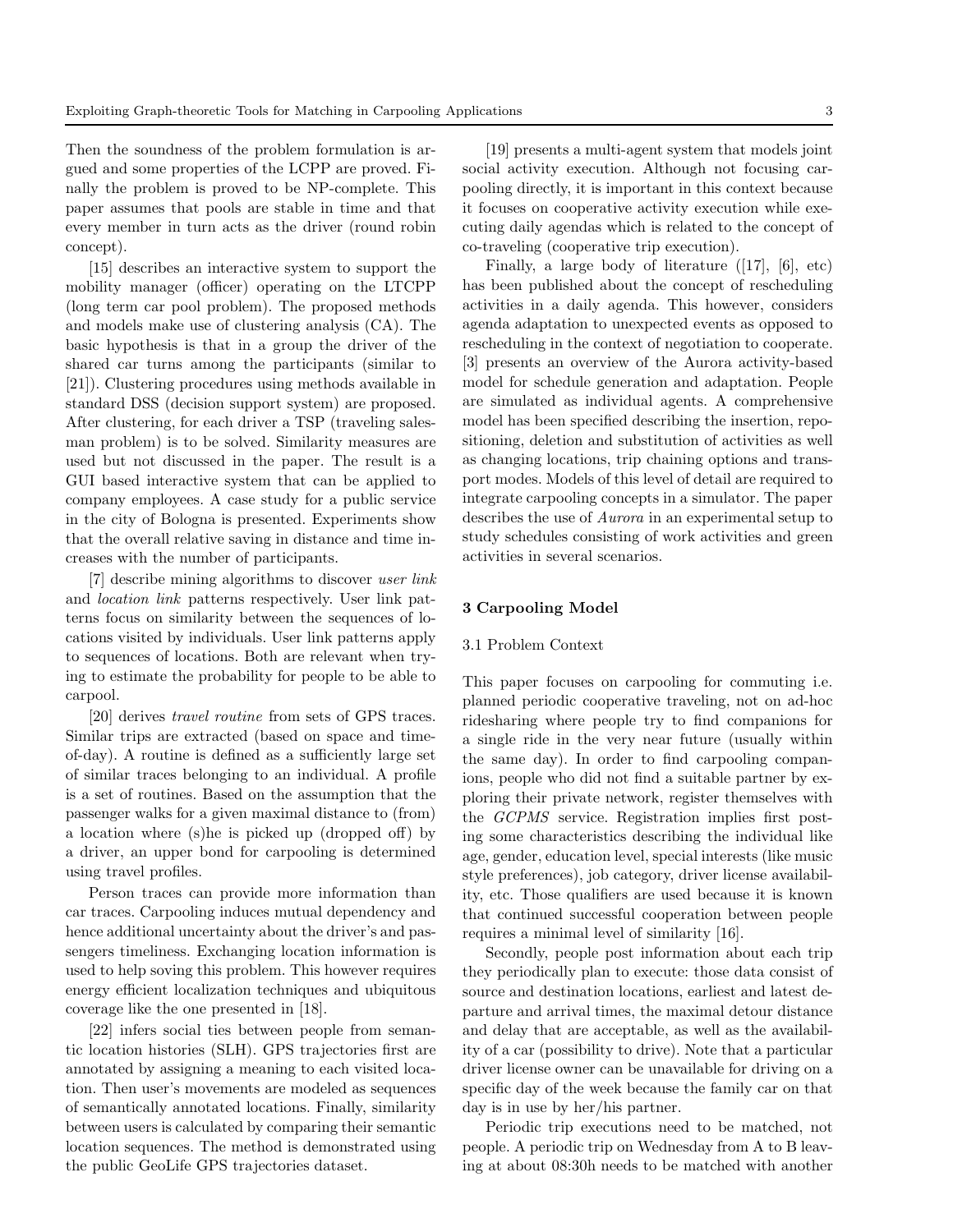Then the soundness of the problem formulation is argued and some properties of the LCPP are proved. Finally the problem is proved to be NP-complete. This paper assumes that pools are stable in time and that every member in turn acts as the driver (round robin concept).

[15] describes an interactive system to support the mobility manager (officer) operating on the LTCPP (long term car pool problem). The proposed methods and models make use of clustering analysis (CA). The basic hypothesis is that in a group the driver of the shared car turns among the participants (similar to [21]). Clustering procedures using methods available in standard DSS (decision support system) are proposed. After clustering, for each driver a TSP (traveling salesman problem) is to be solved. Similarity measures are used but not discussed in the paper. The result is a GUI based interactive system that can be applied to company employees. A case study for a public service in the city of Bologna is presented. Experiments show that the overall relative saving in distance and time increases with the number of participants.

[7] describe mining algorithms to discover *user link* and *location link* patterns respectively. User link patterns focus on similarity between the sequences of locations visited by individuals. User link patterns apply to sequences of locations. Both are relevant when trying to estimate the probability for people to be able to carpool.

[20] derives *travel routine* from sets of GPS traces. Similar trips are extracted (based on space and time-of-day). A routine is defined as a sufficiently large set of similar traces belonging to an individual. A profile is a set of routines. Based on the assumption that the passenger walks for a given maximal distance to (from) a location where (s)he is picked up (dropped off) by a driver, an upper bond for carpooling is determined using travel profiles.

Person traces can provide more information than car traces. Carpooling induces mutual dependency and hence additional uncertainty about the driver's and passengers timeliness. Exchanging location information is used to help soving this problem. This however requires energy efficient localization techniques and ubiquitous coverage like the one presented in [18].

[22] infers social ties between people from semantic location histories (SLH). GPS trajectories first are annotated by assigning a meaning to each visited location. Then user's movements are modeled as sequences of semantically annotated locations. Finally, similarity between users is calculated by comparing their semantic location sequences. The method is demonstrated using the public GeoLife GPS trajectories dataset.

[19] presents a multi-agent system that models joint social activity execution. Although not focusing carpooling directly, it is important in this context because it focuses on cooperative activity execution while executing daily agendas which is related to the concept of co-traveling (cooperative trip execution).

Finally, a large body of literature ([17], [6], etc) has been published about the concept of rescheduling activities in a daily agenda. This however, considers agenda adaptation to unexpected events as opposed to rescheduling in the context of negotiation to cooperate. [3] presents an overview of the Aurora activity-based model for schedule generation and adaptation. People are simulated as individual agents. A comprehensive model has been specified describing the insertion, repositioning, deletion and substitution of activities as well as changing locations, trip chaining options and transport modes. Models of this level of detail are required to integrate carpooling concepts in a simulator. The paper describes the use of *Aurora* in an experimental setup to study schedules consisting of work activities and green activities in several scenarios.

## 3 Carpooling Model

### 3.1 Problem Context

This paper focuses on carpooling for commuting i.e. planned periodic cooperative traveling, not on ad-hoc ridesharing where people try to find companions for a single ride in the very near future (usually within the same day). In order to find carpooling companions, people who did not find a suitable partner by exploring their private network, register themselves with the *GCPMS* service. Registration implies first posting some characteristics describing the individual like age, gender, education level, special interests (like music style preferences), job category, driver license availability, etc. Those qualifiers are used because it is known that continued successful cooperation between people requires a minimal level of similarity [16].

Secondly, people post information about each trip they periodically plan to execute: those data consist of source and destination locations, earliest and latest departure and arrival times, the maximal detour distance and delay that are acceptable, as well as the availability of a car (possibility to drive). Note that a particular driver license owner can be unavailable for driving on a specific day of the week because the family car on that day is in use by her/his partner.

Periodic trip executions need to be matched, not people. A periodic trip on Wednesday from A to B leaving at about 08:30h needs to be matched with another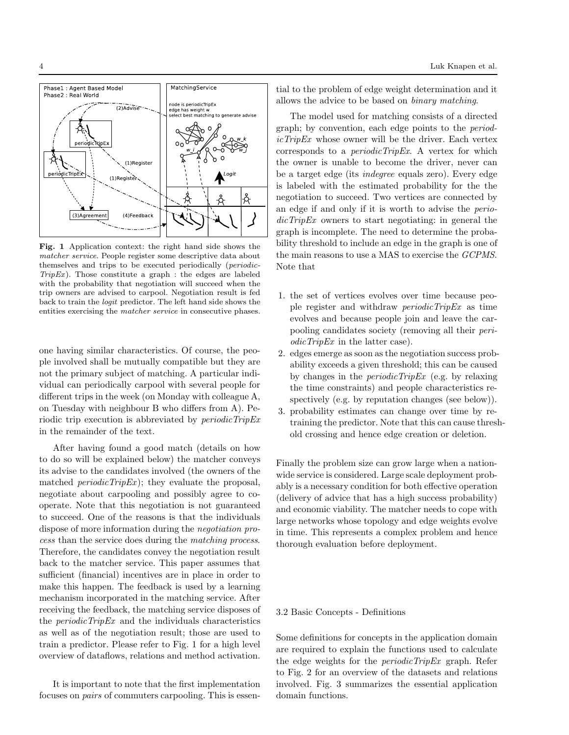**Fig. 1** Application context: the right hand side shows the *matcher service*. People register some descriptive data about themselves and trips to be executed periodically (*periodicTripEx*). Those constitute a graph : the edges are labeled with the probability that negotiation will succeed when the trip owners are advised to carpool. Negotiation result is fed back to train the *logit* predictor. The left hand side shows the entities exercising the *matcher service* in consecutive phases.

one having similar characteristics. Of course, the people involved shall be mutually compatible but they are not the primary subject of matching. A particular individual can periodically carpool with several people for different trips in the week (on Monday with colleague A, on Tuesday with neighbour B who differs from A). Periodic trip execution is abbreviated by *periodicTripEx* in the remainder of the text.

After having found a good match (details on how to do so will be explained below) the matcher conveys its advise to the candidates involved (the owners of the matched *periodicTripEx*); they evaluate the proposal, negotiate about carpooling and possibly agree to cooperate. Note that this negotiation is not guaranteed to succeed. One of the reasons is that the individuals dispose of more information during the *negotiation process* than the service does during the *matching process*. Therefore, the candidates convey the negotiation result back to the matcher service. This paper assumes that sufficient (financial) incentives are in place in order to make this happen. The feedback is used by a learning mechanism incorporated in the matching service. After receiving the feedback, the matching service disposes of the *periodicTripEx* and the individuals characteristics as well as of the negotiation result; those are used to train a predictor. Please refer to Fig. 1 for a high level overview of dataflows, relations and method activation.

It is important to note that the first implementation focuses on *pairs* of commuters carpooling. This is essential to the problem of edge weight determination and it allows the advice to be based on *binary matching*.

The model used for matching consists of a directed graph; by convention, each edge points to the *periodicTripEx* whose owner will be the driver. Each vertex corresponds to a *periodicTripEx*. A vertex for which the owner is unable to become the driver, never can be a target edge (its *indegree* equals zero). Every edge is labeled with the estimated probability for the the negotiation to succeed. Two vertices are connected by an edge if and only if it is worth to advise the *periodicTripEx* owners to start negotiating: in general the graph is incomplete. The need to determine the probability threshold to include an edge in the graph is one of the main reasons to use a MAS to exercise the *GCPMS*. Note that

1. the set of vertices evolves over time because people register and withdraw *periodicTripEx* as time evolves and because people join and leave the carpooling candidates society (removing all their *periodicTripEx* in the latter case).
2. edges emerge as soon as the negotiation success probability exceeds a given threshold; this can be caused by changes in the *periodicTripEx* (e.g. by relaxing the time constraints) and people characteristics respectively (e.g. by reputation changes (see below)).
3. probability estimates can change over time by retraining the predictor. Note that this can cause threshold crossing and hence edge creation or deletion.

Finally the problem size can grow large when a nationwide service is considered. Large scale deployment probably is a necessary condition for both effective operation (delivery of advice that has a high success probability) and economic viability. The matcher needs to cope with large networks whose topology and edge weights evolve in time. This represents a complex problem and hence thorough evaluation before deployment.

### 3.2 Basic Concepts - Definitions

Some definitions for concepts in the application domain are required to explain the functions used to calculate the edge weights for the *periodicTripEx* graph. Refer to Fig. 2 for an overview of the datasets and relations involved. Fig. 3 summarizes the essential application domain functions.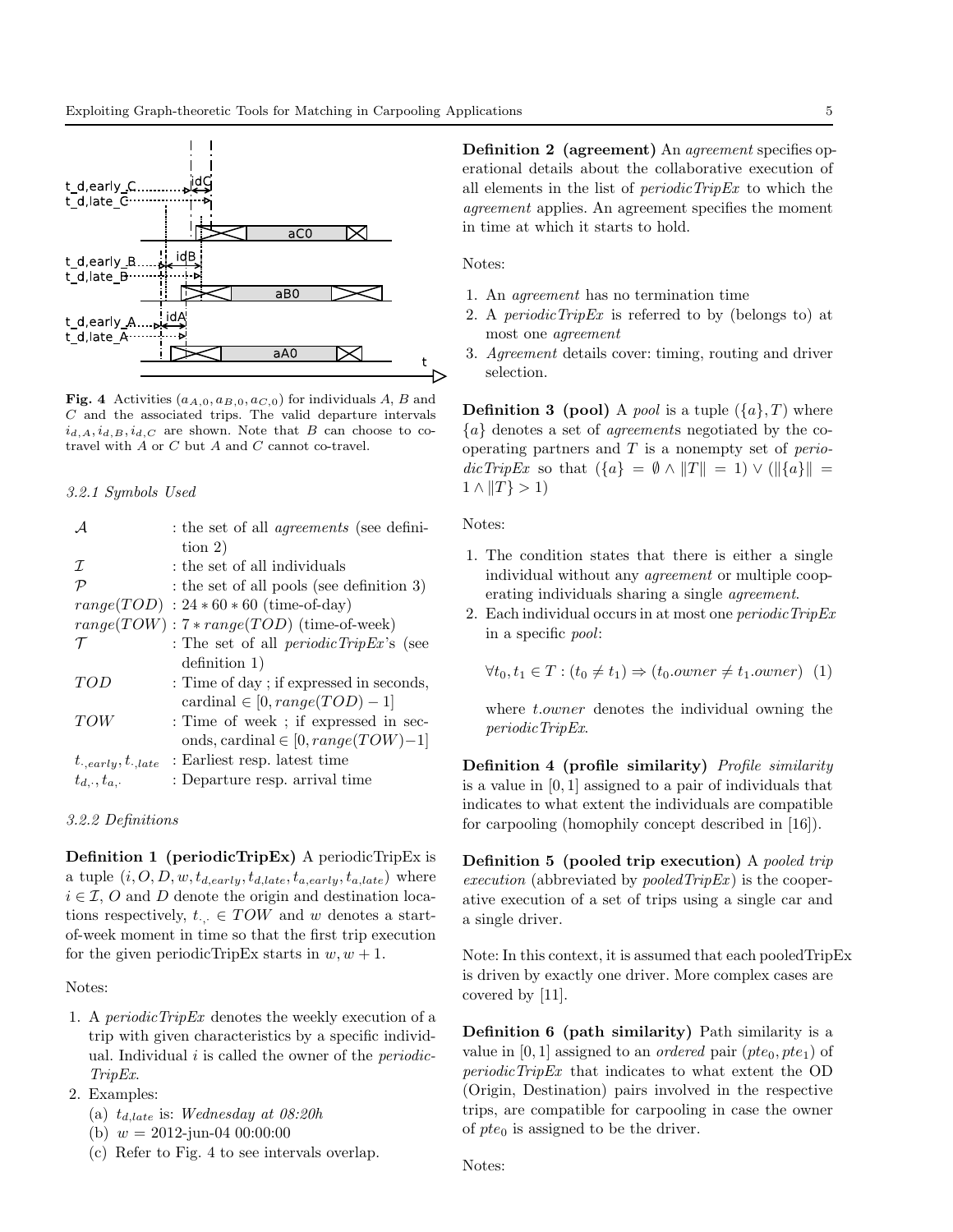Fig. 4 Activities ($a_{A,0}, a_{B,0}, a_{C,0}$) for individuals $A$, $B$ and $C$ and the associated trips. The valid departure intervals $i_{d,A}, i_{d,B}, i_{d,C}$ are shown. Note that $B$ can choose to co-travel with $A$ or $C$ but $A$ and $C$ cannot co-travel.

#### 3.2.1 Symbols Used

| | |
|---|---|
| $\mathcal{A}$ | : the set of all *agreements* (see definition 2) |
| $\mathcal{I}$ | : the set of all individuals |
| $\mathcal{P}$ | : the set of all pools (see definition 3) |
| $range(TOD)$ | : $24 * 60 * 60$ (time-of-day) |
| $range(TOW)$ | : $7 * range(TOD)$ (time-of-week) |
| $\mathcal{T}$ | : The set of all *periodicTripEx*'s (see definition 1) |
| $TOD$ | : Time of day ; if expressed in seconds, cardinal $\in [0, range(TOD) - 1]$ |
| $TOW$ | : Time of week ; if expressed in seconds, cardinal $\in [0, range(TOW) - 1]$ |
| $t_{\cdot,early}, t_{\cdot,late}$ | : Earliest resp. latest time |
| $t_{d,\cdot}, t_{a,\cdot}$ | : Departure resp. arrival time |

#### 3.2.2 Definitions

**Definition 1 (periodicTripEx)** A periodicTripEx is a tuple $(i, O, D, w, t_{d,early}, t_{d,late}, t_{a,early}, t_{a,late})$ where $i \in \mathcal{I}$, $O$ and $D$ denote the origin and destination locations respectively, $t_{\cdot,\cdot} \in TOW$ and $w$ denotes a start-of-week moment in time so that the first trip execution for the given periodicTripEx starts in $w, w + 1$.

Notes:

1. A *periodicTripEx* denotes the weekly execution of a trip with given characteristics by a specific individual. Individual $i$ is called the owner of the *periodicTripEx*.
2. Examples:
   (a) $t_{d,late}$ is: *Wednesday at 08:20h*
   (b) $w$ = 2012-jun-04 00:00:00
   (c) Refer to Fig. 4 to see intervals overlap.

**Definition 2 (agreement)** An *agreement* specifies operational details about the collaborative execution of all elements in the list of *periodicTripEx* to which the *agreement* applies. An agreement specifies the moment in time at which it starts to hold.

Notes:

1. An *agreement* has no termination time
2. A *periodicTripEx* is referred to by (belongs to) at most one *agreement*
3. *Agreement* details cover: timing, routing and driver selection.

**Definition 3 (pool)** A *pool* is a tuple $(\{a\}, T)$ where $\{a\}$ denotes a set of *agreements* negotiated by the cooperating partners and $T$ is a nonempty set of *periodicTripEx* so that $(\{a\} = \emptyset \wedge \|T\| = 1) \vee (\|\{a\}\| = 1 \wedge \|T\} > 1)$

Notes:

1. The condition states that there is either a single individual without any *agreement* or multiple cooperating individuals sharing a single *agreement*.
2. Each individual occurs in at most one *periodicTripEx* in a specific *pool*:

$$\forall t_0, t_1 \in T : (t_0 \neq t_1) \Rightarrow (t_0.owner \neq t_1.owner) \quad (1)$$

where $t.owner$ denotes the individual owning the *periodicTripEx*.

**Definition 4 (profile similarity)** *Profile similarity* is a value in $[0, 1]$ assigned to a pair of individuals that indicates to what extent the individuals are compatible for carpooling (homophily concept described in [16]).

**Definition 5 (pooled trip execution)** A *pooled trip execution* (abbreviated by *pooledTripEx*) is the cooperative execution of a set of trips using a single car and a single driver.

Note: In this context, it is assumed that each pooledTripEx is driven by exactly one driver. More complex cases are covered by [11].

**Definition 6 (path similarity)** Path similarity is a value in $[0, 1]$ assigned to an *ordered* pair $(pte_0, pte_1)$ of *periodicTripEx* that indicates to what extent the OD (Origin, Destination) pairs involved in the respective trips, are compatible for carpooling in case the owner of $pte_0$ is assigned to be the driver.

Notes: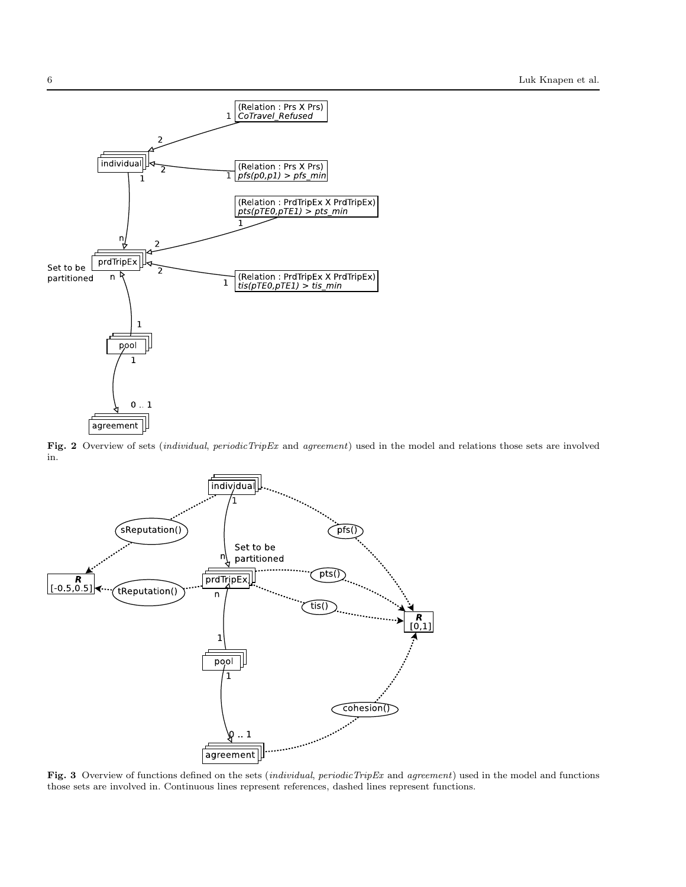Fig. 2 Overview of sets (*individual*, *periodicTripEx* and *agreement*) used in the model and relations those sets are involved in.

Fig. 3 Overview of functions defined on the sets (*individual*, *periodicTripEx* and *agreement*) used in the model and functions those sets are involved in. Continuous lines represent references, dashed lines represent functions.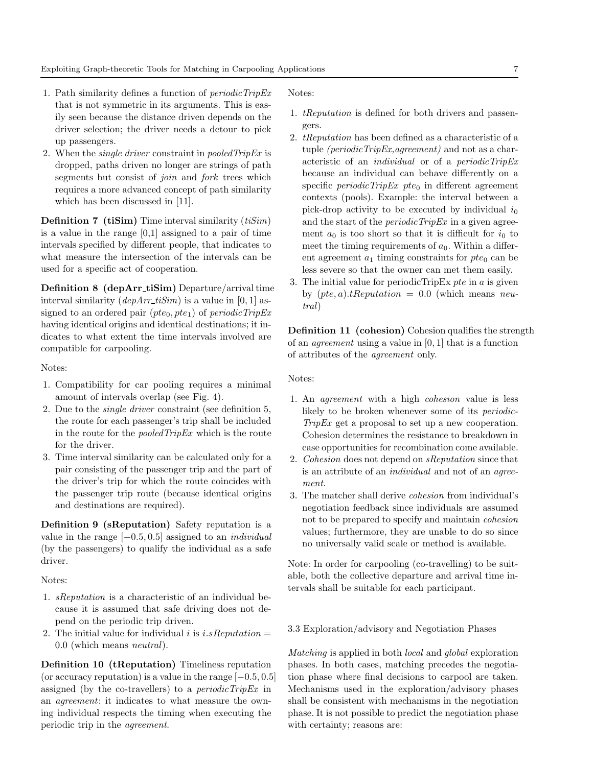1. Path similarity defines a function of *periodicTripEx* that is not symmetric in its arguments. This is easily seen because the distance driven depends on the driver selection; the driver needs a detour to pick up passengers.
2. When the *single driver* constraint in *pooledTripEx* is dropped, paths driven no longer are strings of path segments but consist of *join* and *fork* trees which requires a more advanced concept of path similarity which has been discussed in [11].

**Definition 7 (tiSim)** Time interval similarity (*tiSim*) is a value in the range [0,1] assigned to a pair of time intervals specified by different people, that indicates to what measure the intersection of the intervals can be used for a specific act of cooperation.

**Definition 8 (depArr_tiSim)** Departure/arrival time interval similarity (*depArr_tiSim*) is a value in $[0, 1]$ assigned to an ordered pair $(pte_0, pte_1)$ of *periodicTripEx* having identical origins and identical destinations; it indicates to what extent the time intervals involved are compatible for carpooling.

Notes:

1. Compatibility for car pooling requires a minimal amount of intervals overlap (see Fig. 4).
2. Due to the *single driver* constraint (see definition 5, the route for each passenger's trip shall be included in the route for the *pooledTripEx* which is the route for the driver.
3. Time interval similarity can be calculated only for a pair consisting of the passenger trip and the part of the driver's trip for which the route coincides with the passenger trip route (because identical origins and destinations are required).

**Definition 9 (sReputation)** Safety reputation is a value in the range $[-0.5, 0.5]$ assigned to an *individual* (by the passengers) to qualify the individual as a safe driver.

Notes:

1. *sReputation* is a characteristic of an individual because it is assumed that safe driving does not depend on the periodic trip driven.
2. The initial value for individual $i$ is $i.sReputation = 0.0$ (which means *neutral*).

**Definition 10 (tReputation)** Timeliness reputation (or accuracy reputation) is a value in the range $[-0.5, 0.5]$ assigned (by the co-travellers) to a *periodicTripEx* in an *agreement*: it indicates to what measure the owning individual respects the timing when executing the periodic trip in the *agreement*.

Notes:

1. *tReputation* is defined for both drivers and passengers.
2. *tReputation* has been defined as a characteristic of a tuple *(periodicTripEx,agreement)* and not as a characteristic of an *individual* or of a *periodicTripEx* because an individual can behave differently on a specific *periodicTripEx* $pte_0$ in different agreement contexts (pools). Example: the interval between a pick-drop activity to be executed by individual $i_0$ and the start of the *periodicTripEx* in a given agreement $a_0$ is too short so that it is difficult for $i_0$ to meet the timing requirements of $a_0$. Within a different agreement $a_1$ timing constraints for $pte_0$ can be less severe so that the owner can met them easily.
3. The initial value for periodicTripEx *pte* in *a* is given by $(pte, a).tReputation = 0.0$ (which means *neutral*)

**Definition 11 (cohesion)** Cohesion qualifies the strength of an *agreement* using a value in $[0, 1]$ that is a function of attributes of the *agreement* only.

Notes:

1. An *agreement* with a high *cohesion* value is less likely to be broken whenever some of its *periodicTripEx* get a proposal to set up a new cooperation. Cohesion determines the resistance to breakdown in case opportunities for recombination come available.
2. *Cohesion* does not depend on *sReputation* since that is an attribute of an *individual* and not of an *agreement*.
3. The matcher shall derive *cohesion* from individual's negotiation feedback since individuals are assumed not to be prepared to specify and maintain *cohesion* values; furthermore, they are unable to do so since no universally valid scale or method is available.

Note: In order for carpooling (co-travelling) to be suitable, both the collective departure and arrival time intervals shall be suitable for each participant.

### 3.3 Exploration/advisory and Negotiation Phases

*Matching* is applied in both *local* and *global* exploration phases. In both cases, matching precedes the negotiation phase where final decisions to carpool are taken. Mechanisms used in the exploration/advisory phases shall be consistent with mechanisms in the negotiation phase. It is not possible to predict the negotiation phase with certainty; reasons are: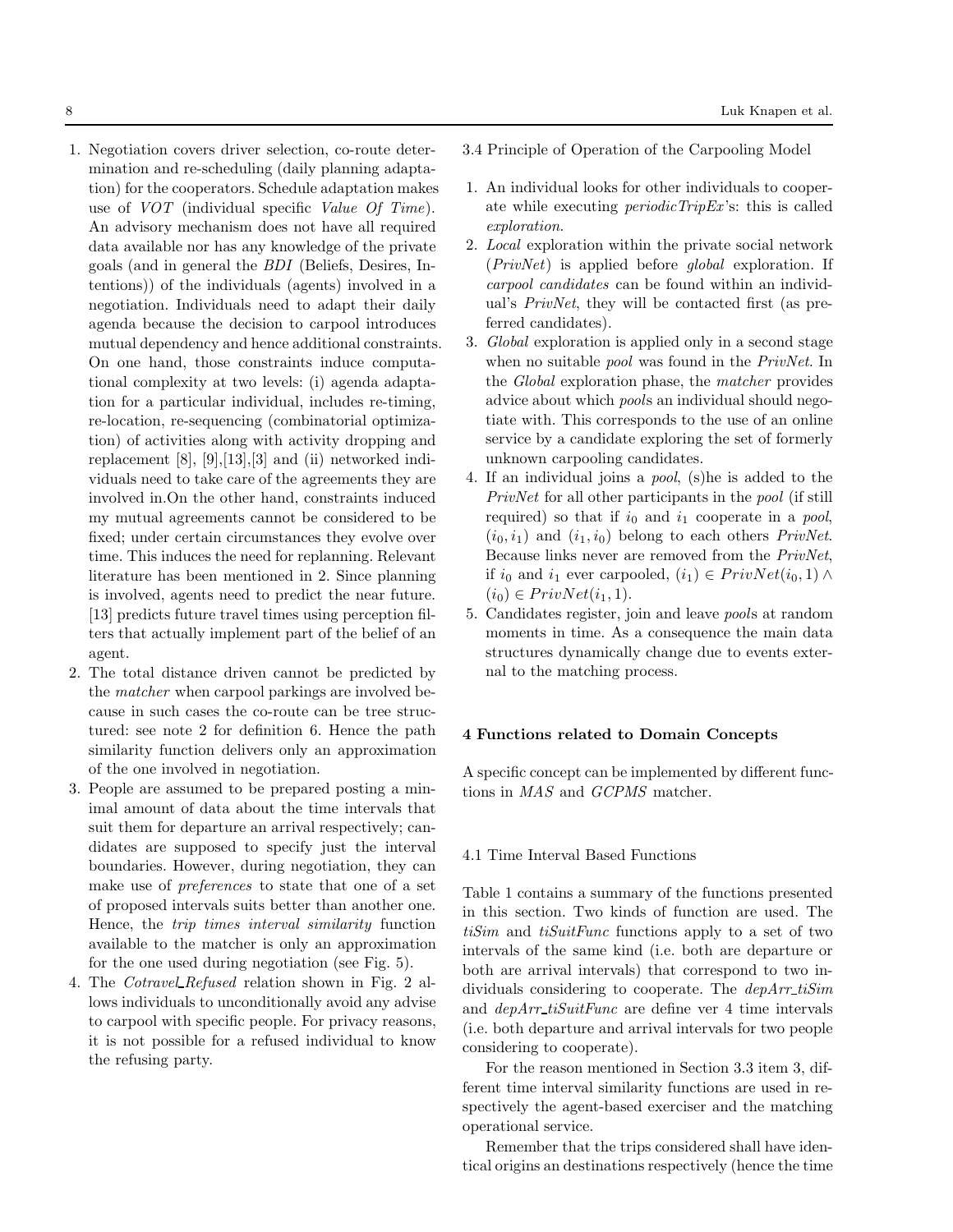1. Negotiation covers driver selection, co-route determination and re-scheduling (daily planning adaptation) for the cooperators. Schedule adaptation makes use of *VOT* (individual specific *Value Of Time*). An advisory mechanism does not have all required data available nor has any knowledge of the private goals (and in general the *BDI* (Beliefs, Desires, Intentions)) of the individuals (agents) involved in a negotiation. Individuals need to adapt their daily agenda because the decision to carpool introduces mutual dependency and hence additional constraints. On one hand, those constraints induce computational complexity at two levels: (i) agenda adaptation for a particular individual, includes re-timing, re-location, re-sequencing (combinatorial optimization) of activities along with activity dropping and replacement [8], [9],[13],[3] and (ii) networked individuals need to take care of the agreements they are involved in.On the other hand, constraints induced my mutual agreements cannot be considered to be fixed; under certain circumstances they evolve over time. This induces the need for replanning. Relevant literature has been mentioned in 2. Since planning is involved, agents need to predict the near future. [13] predicts future travel times using perception filters that actually implement part of the belief of an agent.
2. The total distance driven cannot be predicted by the *matcher* when carpool parkings are involved because in such cases the co-route can be tree structured: see note 2 for definition 6. Hence the path similarity function delivers only an approximation of the one involved in negotiation.
3. People are assumed to be prepared posting a minimal amount of data about the time intervals that suit them for departure an arrival respectively; candidates are supposed to specify just the interval boundaries. However, during negotiation, they can make use of *preferences* to state that one of a set of proposed intervals suits better than another one. Hence, the *trip times interval similarity* function available to the matcher is only an approximation for the one used during negotiation (see Fig. 5).
4. The *Cotravel_Refused* relation shown in Fig. 2 allows individuals to unconditionally avoid any advise to carpool with specific people. For privacy reasons, it is not possible for a refused individual to know the refusing party.

3.4 Principle of Operation of the Carpooling Model

1. An individual looks for other individuals to cooperate while executing *periodicTripEx*'s: this is called *exploration*.
2. *Local* exploration within the private social network (*PrivNet*) is applied before *global* exploration. If *carpool candidates* can be found within an individual's *PrivNet*, they will be contacted first (as preferred candidates).
3. *Global* exploration is applied only in a second stage when no suitable *pool* was found in the *PrivNet*. In the *Global* exploration phase, the *matcher* provides advice about which *pool*s an individual should negotiate with. This corresponds to the use of an online service by a candidate exploring the set of formerly unknown carpooling candidates.
4. If an individual joins a *pool*, (s)he is added to the *PrivNet* for all other participants in the *pool* (if still required) so that if $i_0$ and $i_1$ cooperate in a *pool*, $(i_0, i_1)$ and $(i_1, i_0)$ belong to each others *PrivNet*. Because links never are removed from the *PrivNet*, if $i_0$ and $i_1$ ever carpooled, $(i_1) \in PrivNet(i_0, 1) \wedge (i_0) \in PrivNet(i_1, 1)$.
5. Candidates register, join and leave *pool*s at random moments in time. As a consequence the main data structures dynamically change due to events external to the matching process.

## 4 Functions related to Domain Concepts

A specific concept can be implemented by different functions in *MAS* and *GCPMS* matcher.

### 4.1 Time Interval Based Functions

Table 1 contains a summary of the functions presented in this section. Two kinds of function are used. The *tiSim* and *tiSuitFunc* functions apply to a set of two intervals of the same kind (i.e. both are departure or both are arrival intervals) that correspond to two individuals considering to cooperate. The *depArr_tiSim* and *depArr_tiSuitFunc* are define ver 4 time intervals (i.e. both departure and arrival intervals for two people considering to cooperate).

For the reason mentioned in Section 3.3 item 3, different time interval similarity functions are used in respectively the agent-based exerciser and the matching operational service.

Remember that the trips considered shall have identical origins an destinations respectively (hence the time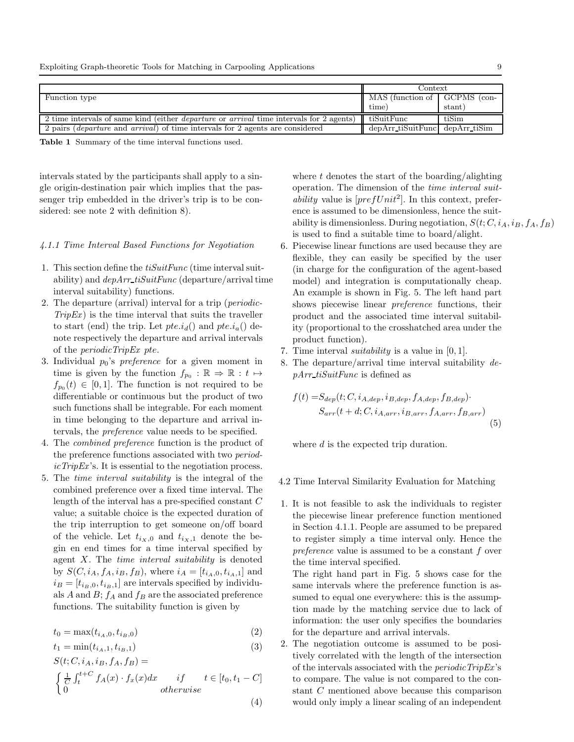| Function type | Context | |
|---|---|---|
| | MAS (function of time) | GCPMS (constant) |
| 2 time intervals of same kind (either *departure* or *arrival* time intervals for 2 agents) | tiSuitFunc | tiSim |
| 2 pairs (*departure* and *arrival*) of time intervals for 2 agents are considered | depArr_tiSuitFunc | depArr_tiSim |

**Table 1** Summary of the time interval functions used.

intervals stated by the participants shall apply to a single origin-destination pair which implies that the passenger trip embedded in the driver's trip is to be considered: see note 2 with definition 8).

#### 4.1.1 Time Interval Based Functions for Negotiation

1. This section define the *tiSuitFunc* (time interval suitability) and *depArr_tiSuitFunc* (departure/arrival time interval suitability) functions.
2. The departure (arrival) interval for a trip (*periodicTripEx*) is the time interval that suits the traveller to start (end) the trip. Let $pte.i_d()$ and $pte.i_a()$ denote respectively the departure and arrival intervals of the *periodicTripEx* $pte$.
3. Individual $p_0$'s *preference* for a given moment in time is given by the function $f_{p_0} : \mathbb{R} \Rightarrow \mathbb{R} : t \mapsto f_{p_0}(t) \in [0, 1]$. The function is not required to be differentiable or continuous but the product of two such functions shall be integrable. For each moment in time belonging to the departure and arrival intervals, the *preference* value needs to be specified.
4. The *combined preference* function is the product of the preference functions associated with two *periodicTripEx*'s. It is essential to the negotiation process.
5. The *time interval suitability* is the integral of the combined preference over a fixed time interval. The length of the interval has a pre-specified constant $C$ value; a suitable choice is the expected duration of the trip interruption to get someone on/off board of the vehicle. Let $t_{i_X,0}$ and $t_{i_X,1}$ denote the begin en end times for a time interval specified by agent $X$. The *time interval suitability* is denoted by $S(C, i_A, f_A, i_B, f_B)$, where $i_A = [t_{i_A,0}, t_{i_A,1}]$ and $i_B = [t_{i_B,0}, t_{i_B,1}]$ are intervals specified by individuals $A$ and $B$; $f_A$ and $f_B$ are the associated preference functions. The suitability function is given by

$$t_0 = \max(t_{i_A,0}, t_{i_B,0}) \tag{2}$$

$$t_1 = \min(t_{i_A,1}, t_{i_B,1}) \tag{3}$$

$$S(t; C, i_A, i_B, f_A, f_B) = \begin{cases} \frac{1}{C}\int_t^{t+C} f_A(x) \cdot f_x(x)dx & if \quad t \in [t_0, t_1 - C] \\ 0 & otherwise \end{cases} \tag{4}$$

where $t$ denotes the start of the boarding/alighting operation. The dimension of the *time interval suitability* value is $[prefUnit^2]$. In this context, preference is assumed to be dimensionless, hence the suitability is dimensionless. During negotiation, $S(t; C, i_A, i_B, f_A, f_B)$ is used to find a suitable time to board/alight.
6. Piecewise linear functions are used because they are flexible, they can easily be specified by the user (in charge for the configuration of the agent-based model) and integration is computationally cheap. An example is shown in Fig. 5. The left hand part shows piecewise linear *preference* functions, their product and the associated time interval suitability (proportional to the crosshatched area under the product function).
7. Time interval *suitability* is a value in $[0, 1]$.
8. The departure/arrival time interval suitability *depArr_tiSuitFunc* is defined as

$$\begin{aligned} f(t) =& S_{dep}(t; C, i_{A,dep}, i_{B,dep}, f_{A,dep}, f_{B,dep}) \cdot \\ & S_{arr}(t + d; C, i_{A,arr}, i_{B,arr}, f_{A,arr}, f_{B,arr}) \end{aligned} \tag{5}$$

where $d$ is the expected trip duration.

### 4.2 Time Interval Similarity Evaluation for Matching

1. It is not feasible to ask the individuals to register the piecewise linear preference function mentioned in Section 4.1.1. People are assumed to be prepared to register simply a time interval only. Hence the *preference* value is assumed to be a constant $f$ over the time interval specified.
The right hand part in Fig. 5 shows case for the same intervals where the preference function is assumed to equal one everywhere: this is the assumption made by the matching service due to lack of information: the user only specifies the boundaries for the departure and arrival intervals.
2. The negotiation outcome is assumed to be positively correlated with the length of the intersection of the intervals associated with the *periodicTripEx*'s to compare. The value is not compared to the constant $C$ mentioned above because this comparison would only imply a linear scaling of an independent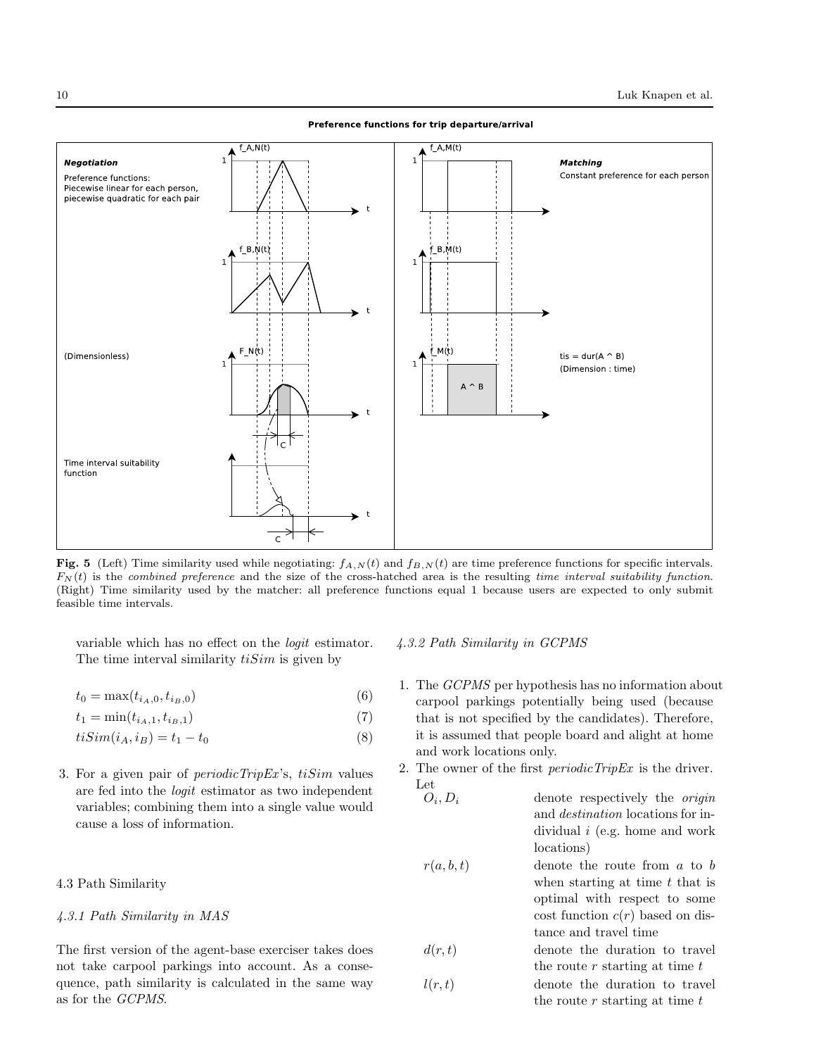Preference functions for trip departure/arrival

**Fig. 5** (Left) Time similarity used while negotiating: $f_{A,N}(t)$ and $f_{B,N}(t)$ are time preference functions for specific intervals. $F_N(t)$ is the *combined preference* and the size of the cross-hatched area is the resulting *time interval suitability function*. (Right) Time similarity used by the matcher: all preference functions equal 1 because users are expected to only submit feasible time intervals.

variable which has no effect on the *logit* estimator. The time interval similarity $tiSim$ is given by

$$t_0 = \max(t_{i_A,0}, t_{i_B,0}) \tag{6}$$

$$t_1 = \min(t_{i_A,1}, t_{i_B,1}) \tag{7}$$

$$tiSim(i_A, i_B) = t_1 - t_0 \tag{8}$$

3. For a given pair of *periodicTripEx*'s, $tiSim$ values are fed into the *logit* estimator as two independent variables; combining them into a single value would cause a loss of information.

## 4.3 Path Similarity

### *4.3.1 Path Similarity in MAS*

The first version of the agent-base exerciser takes does not take carpool parkings into account. As a consequence, path similarity is calculated in the same way as for the *GCPMS*.

### *4.3.2 Path Similarity in GCPMS*

1. The *GCPMS* per hypothesis has no information about carpool parkings potentially being used (because that is not specified by the candidates). Therefore, it is assumed that people board and alight at home and work locations only.
2. The owner of the first *periodicTripEx* is the driver. Let

| | |
|---|---|
| $O_i, D_i$ | denote respectively the *origin* and *destination* locations for individual $i$ (e.g. home and work locations) |
| $r(a, b, t)$ | denote the route from $a$ to $b$ when starting at time $t$ that is optimal with respect to some cost function $c(r)$ based on distance and travel time |
| $d(r, t)$ | denote the duration to travel the route $r$ starting at time $t$ |
| $l(r, t)$ | denote the duration to travel the route $r$ starting at time $t$ |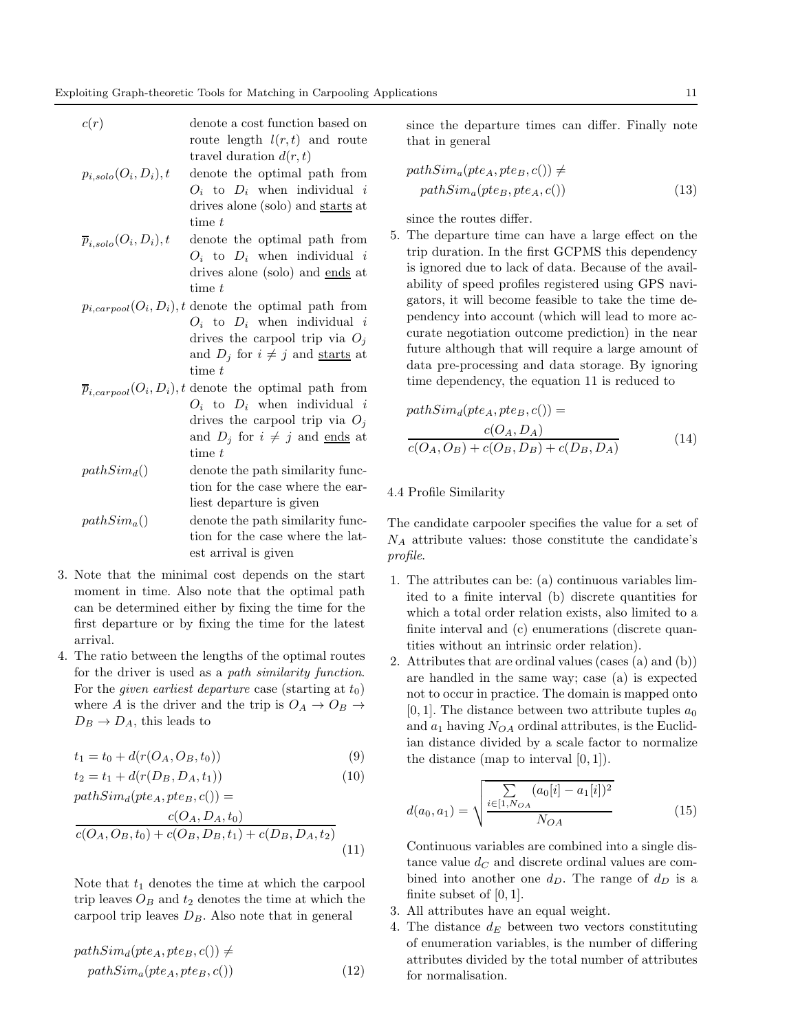| | |
|---|---|
| $c(r)$ | denote a cost function based on route length $l(r,t)$ and route travel duration $d(r,t)$ |
| $p_{i,solo}(O_i, D_i), t$ | denote the optimal path from $O_i$ to $D_i$ when individual $i$ drives alone (solo) and <u>starts</u> at time $t$ |
| $\overline{p}_{i,solo}(O_i, D_i), t$ | denote the optimal path from $O_i$ to $D_i$ when individual $i$ drives alone (solo) and <u>ends</u> at time $t$ |
| $p_{i,carpool}(O_i, D_i), t$ | denote the optimal path from $O_i$ to $D_i$ when individual $i$ drives the carpool trip via $O_j$ and $D_j$ for $i \neq j$ and <u>starts</u> at time $t$ |
| $\overline{p}_{i,carpool}(O_i, D_i), t$ | denote the optimal path from $O_i$ to $D_i$ when individual $i$ drives the carpool trip via $O_j$ and $D_j$ for $i \neq j$ and <u>ends</u> at time $t$ |
| $pathSim_d()$ | denote the path similarity function for the case where the earliest departure is given |
| $pathSim_a()$ | denote the path similarity function for the case where the latest arrival is given |

3. Note that the minimal cost depends on the start moment in time. Also note that the optimal path can be determined either by fixing the time for the first departure or by fixing the time for the latest arrival.
4. The ratio between the lengths of the optimal routes for the driver is used as a *path similarity function*. For the *given earliest departure* case (starting at $t_0$) where $A$ is the driver and the trip is $O_A \to O_B \to D_B \to D_A$, this leads to

$$t_1 = t_0 + d(r(O_A, O_B, t_0)) \tag{9}$$

$$t_2 = t_1 + d(r(D_B, D_A, t_1)) \tag{10}$$

$$pathSim_d(pte_A, pte_B, c()) = \frac{c(O_A, D_A, t_0)}{c(O_A, O_B, t_0) + c(O_B, D_B, t_1) + c(D_B, D_A, t_2)} \tag{11}$$

Note that $t_1$ denotes the time at which the carpool trip leaves $O_B$ and $t_2$ denotes the time at which the carpool trip leaves $D_B$. Also note that in general

$$pathSim_d(pte_A, pte_B, c()) \neq pathSim_a(pte_A, pte_B, c()) \tag{12}$$

since the departure times can differ. Finally note that in general

$$pathSim_a(pte_A, pte_B, c()) \neq pathSim_a(pte_B, pte_A, c()) \tag{13}$$

since the routes differ.

5. The departure time can have a large effect on the trip duration. In the first GCPMS this dependency is ignored due to lack of data. Because of the availability of speed profiles registered using GPS navigators, it will become feasible to take the time dependency into account (which will lead to more accurate negotiation outcome prediction) in the near future although that will require a large amount of data pre-processing and data storage. By ignoring time dependency, the equation 11 is reduced to

$$pathSim_d(pte_A, pte_B, c()) = \frac{c(O_A, D_A)}{c(O_A, O_B) + c(O_B, D_B) + c(D_B, D_A)} \tag{14}$$

### 4.4 Profile Similarity

The candidate carpooler specifies the value for a set of $N_A$ attribute values: those constitute the candidate's *profile*.

1. The attributes can be: (a) continuous variables limited to a finite interval (b) discrete quantities for which a total order relation exists, also limited to a finite interval and (c) enumerations (discrete quantities without an intrinsic order relation).
2. Attributes that are ordinal values (cases (a) and (b)) are handled in the same way; case (a) is expected not to occur in practice. The domain is mapped onto $[0, 1]$. The distance between two attribute tuples $a_0$ and $a_1$ having $N_{OA}$ ordinal attributes, is the Euclidian distance divided by a scale factor to normalize the distance (map to interval $[0, 1]$).

$$d(a_0, a_1) = \sqrt{\frac{\sum_{i \in [1, N_{OA}} (a_0[i] - a_1[i])^2}{N_{OA}}} \tag{15}$$

Continuous variables are combined into a single distance value $d_C$ and discrete ordinal values are combined into another one $d_D$. The range of $d_D$ is a finite subset of $[0, 1]$.

3. All attributes have an equal weight.
4. The distance $d_E$ between two vectors constituting of enumeration variables, is the number of differing attributes divided by the total number of attributes for normalisation.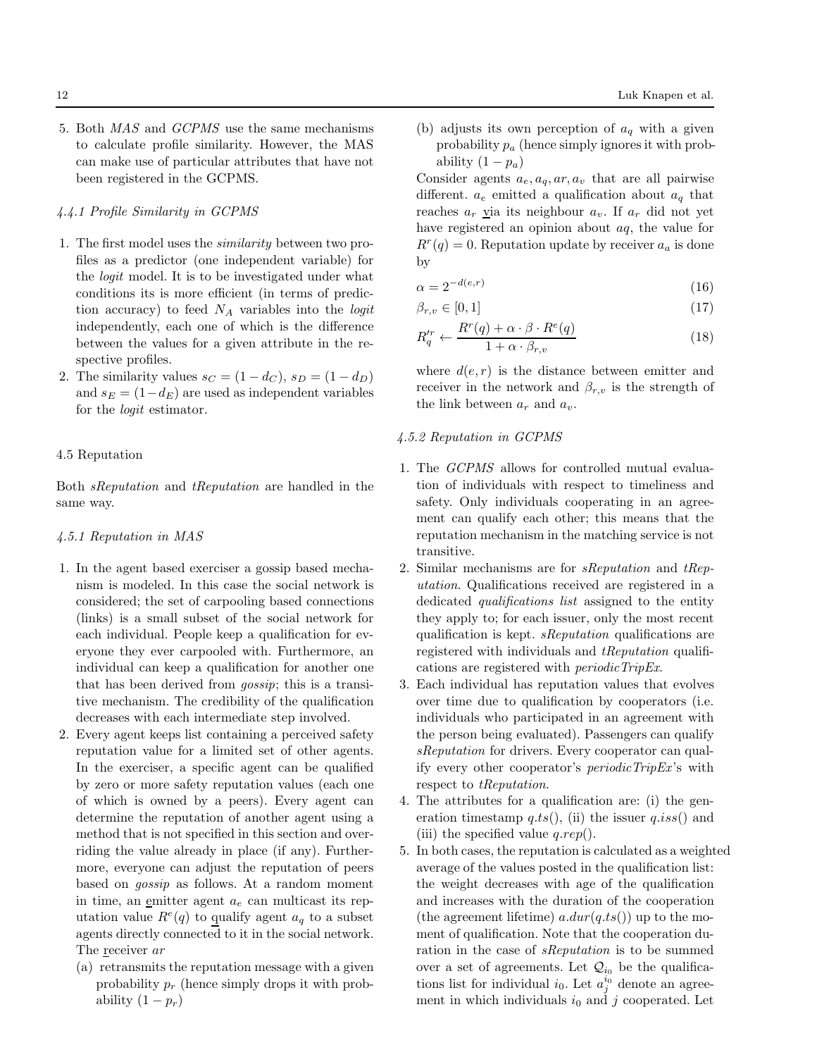5. Both *MAS* and *GCPMS* use the same mechanisms to calculate profile similarity. However, the MAS can make use of particular attributes that have not been registered in the GCPMS.

#### 4.4.1 Profile Similarity in GCPMS

1. The first model uses the *similarity* between two profiles as a predictor (one independent variable) for the *logit* model. It is to be investigated under what conditions its is more efficient (in terms of prediction accuracy) to feed $N_A$ variables into the *logit* independently, each one of which is the difference between the values for a given attribute in the respective profiles.
2. The similarity values $s_C = (1 - d_C)$, $s_D = (1 - d_D)$ and $s_E = (1 - d_E)$ are used as independent variables for the *logit* estimator.

### 4.5 Reputation

Both *sReputation* and *tReputation* are handled in the same way.

#### 4.5.1 Reputation in MAS

1. In the agent based exerciser a gossip based mechanism is modeled. In this case the social network is considered; the set of carpooling based connections (links) is a small subset of the social network for each individual. People keep a qualification for everyone they ever carpooled with. Furthermore, an individual can keep a qualification for another one that has been derived from *gossip*; this is a transitive mechanism. The credibility of the qualification decreases with each intermediate step involved.
2. Every agent keeps list containing a perceived safety reputation value for a limited set of other agents. In the exerciser, a specific agent can be qualified by zero or more safety reputation values (each one of which is owned by a peers). Every agent can determine the reputation of another agent using a method that is not specified in this section and overriding the value already in place (if any). Furthermore, everyone can adjust the reputation of peers based on *gossip* as follows. At a random moment in time, an emitter agent $a_e$ can multicast its reputation value $R^e(q)$ to qualify agent $a_q$ to a subset agents directly connected to it in the social network. The receiver $ar$
   (a) retransmits the reputation message with a given probability $p_r$ (hence simply drops it with probability $(1 - p_r)$
   (b) adjusts its own perception of $a_q$ with a given probability $p_a$ (hence simply ignores it with probability $(1 - p_a)$

   Consider agents $a_e, a_q, ar, a_v$ that are all pairwise different. $a_e$ emitted a qualification about $a_q$ that reaches $a_r$ via its neighbour $a_v$. If $a_r$ did not yet have registered an opinion about $aq$, the value for $R^r(q) = 0$. Reputation update by receiver $a_a$ is done by

$$\alpha = 2^{-d(e,r)} \tag{16}$$

$$\beta_{r,v} \in [0, 1] \tag{17}$$

$$R'^r_q \leftarrow \frac{R^r(q) + \alpha \cdot \beta \cdot R^e(q)}{1 + \alpha \cdot \beta_{r,v}} \tag{18}$$

   where $d(e, r)$ is the distance between emitter and receiver in the network and $\beta_{r,v}$ is the strength of the link between $a_r$ and $a_v$.

#### 4.5.2 Reputation in GCPMS

1. The *GCPMS* allows for controlled mutual evaluation of individuals with respect to timeliness and safety. Only individuals cooperating in an agreement can qualify each other; this means that the reputation mechanism in the matching service is not transitive.
2. Similar mechanisms are for *sReputation* and *tReputation*. Qualifications received are registered in a dedicated *qualifications list* assigned to the entity they apply to; for each issuer, only the most recent qualification is kept. *sReputation* qualifications are registered with individuals and *tReputation* qualifications are registered with *periodicTripEx*.
3. Each individual has reputation values that evolves over time due to qualification by cooperators (i.e. individuals who participated in an agreement with the person being evaluated). Passengers can qualify *sReputation* for drivers. Every cooperator can qualify every other cooperator's *periodicTripEx*'s with respect to *tReputation*.
4. The attributes for a qualification are: (i) the generation timestamp $q.ts()$, (ii) the issuer $q.iss()$ and (iii) the specified value $q.rep()$.
5. In both cases, the reputation is calculated as a weighted average of the values posted in the qualification list: the weight decreases with age of the qualification and increases with the duration of the cooperation (the agreement lifetime) $a.dur(q.ts())$ up to the moment of qualification. Note that the cooperation duration in the case of *sReputation* is to be summed over a set of agreements. Let $\mathcal{Q}_{i_0}$ be the qualifications list for individual $i_0$. Let $a_j^{i_0}$ denote an agreement in which individuals $i_0$ and $j$ cooperated. Let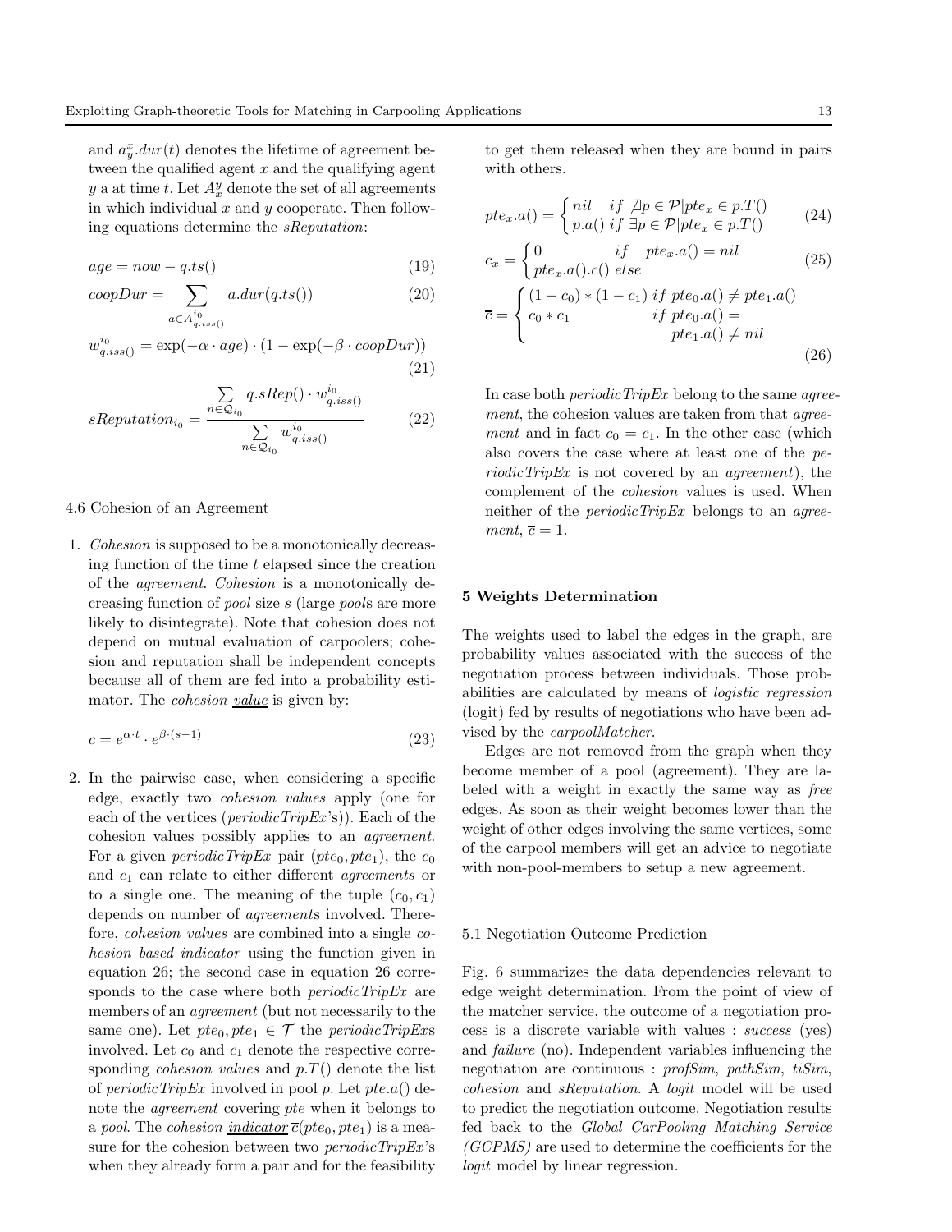and $a^x_y.dur(t)$ denotes the lifetime of agreement between the qualified agent $x$ and the qualifying agent $y$ a at time $t$. Let $A^y_x$ denote the set of all agreements in which individual $x$ and $y$ cooperate. Then following equations determine the *sReputation*:

$$age = now - q.ts() \tag{19}$$

$$coopDur = \sum_{a \in A^{i_0}_{q.iss()}} a.dur(q.ts()) \tag{20}$$

$$w^{i_0}_{q.iss()} = \exp(-\alpha \cdot age) \cdot (1 - \exp(-\beta \cdot coopDur)) \tag{21}$$

$$sReputation_{i_0} = \frac{\sum\limits_{n \in \mathcal{Q}_{i_0}} q.sRep() \cdot w^{i_0}_{q.iss()}}{\sum\limits_{n \in \mathcal{Q}_{i_0}} w^{i_0}_{q.iss()}} \tag{22}$$

### 4.6 Cohesion of an Agreement

1. *Cohesion* is supposed to be a monotonically decreasing function of the time $t$ elapsed since the creation of the *agreement*. *Cohesion* is a monotonically decreasing function of *pool* size $s$ (large *pools* are more likely to disintegrate). Note that cohesion does not depend on mutual evaluation of carpoolers; cohesion and reputation shall be independent concepts because all of them are fed into a probability estimator. The *cohesion value* is given by:

$$c = e^{\alpha \cdot t} \cdot e^{\beta \cdot (s-1)} \tag{23}$$

2. In the pairwise case, when considering a specific edge, exactly two *cohesion values* apply (one for each of the vertices (*periodicTripEx*'s)). Each of the cohesion values possibly applies to an *agreement*. For a given *periodicTripEx* pair $(pte_0, pte_1)$, the $c_0$ and $c_1$ can relate to either different *agreements* or to a single one. The meaning of the tuple $(c_0, c_1)$ depends on number of *agreements* involved. Therefore, *cohesion values* are combined into a single *cohesion based indicator* using the function given in equation 26; the second case in equation 26 corresponds to the case where both *periodicTripEx* are members of an *agreement* (but not necessarily to the same one). Let $pte_0, pte_1 \in \mathcal{T}$ the *periodicTripEx*s involved. Let $c_0$ and $c_1$ denote the respective corresponding *cohesion values* and $p.T()$ denote the list of *periodicTripEx* involved in pool $p$. Let $pte.a()$ denote the *agreement* covering *pte* when it belongs to a *pool*. The *cohesion indicator* $\overline{c}(pte_0, pte_1)$ is a measure for the cohesion between two *periodicTripEx*'s when they already form a pair and for the feasibility to get them released when they are bound in pairs with others.

$$pte_x.a() = \begin{cases} nil & if \ \nexists p \in \mathcal{P} | pte_x \in p.T() \\ p.a() & if \ \exists p \in \mathcal{P} | pte_x \in p.T() \end{cases} \tag{24}$$

$$c_x = \begin{cases} 0 & if \quad pte_x.a() = nil \\ pte_x.a().c() & else \end{cases} \tag{25}$$

$$\overline{c} = \begin{cases} (1 - c_0) * (1 - c_1) & if \ pte_0.a() \neq pte_1.a() \\ c_0 * c_1 & if \ pte_0.a() = pte_1.a() \neq nil \end{cases} \tag{26}$$

In case both *periodicTripEx* belong to the same *agreement*, the cohesion values are taken from that *agreement* and in fact $c_0 = c_1$. In the other case (which also covers the case where at least one of the *periodicTripEx* is not covered by an *agreement*), the complement of the *cohesion* values is used. When neither of the *periodicTripEx* belongs to an *agreement*, $\overline{c} = 1$.

## 5 Weights Determination

The weights used to label the edges in the graph, are probability values associated with the success of the negotiation process between individuals. Those probabilities are calculated by means of *logistic regression* (logit) fed by results of negotiations who have been advised by the *carpoolMatcher*.

Edges are not removed from the graph when they become member of a pool (agreement). They are labeled with a weight in exactly the same way as *free* edges. As soon as their weight becomes lower than the weight of other edges involving the same vertices, some of the carpool members will get an advice to negotiate with non-pool-members to setup a new agreement.

### 5.1 Negotiation Outcome Prediction

Fig. 6 summarizes the data dependencies relevant to edge weight determination. From the point of view of the matcher service, the outcome of a negotiation process is a discrete variable with values : *success* (yes) and *failure* (no). Independent variables influencing the negotiation are continuous : *profSim*, *pathSim*, *tiSim*, *cohesion* and *sReputation*. A *logit* model will be used to predict the negotiation outcome. Negotiation results fed back to the *Global CarPooling Matching Service (GCPMS)* are used to determine the coefficients for the *logit* model by linear regression.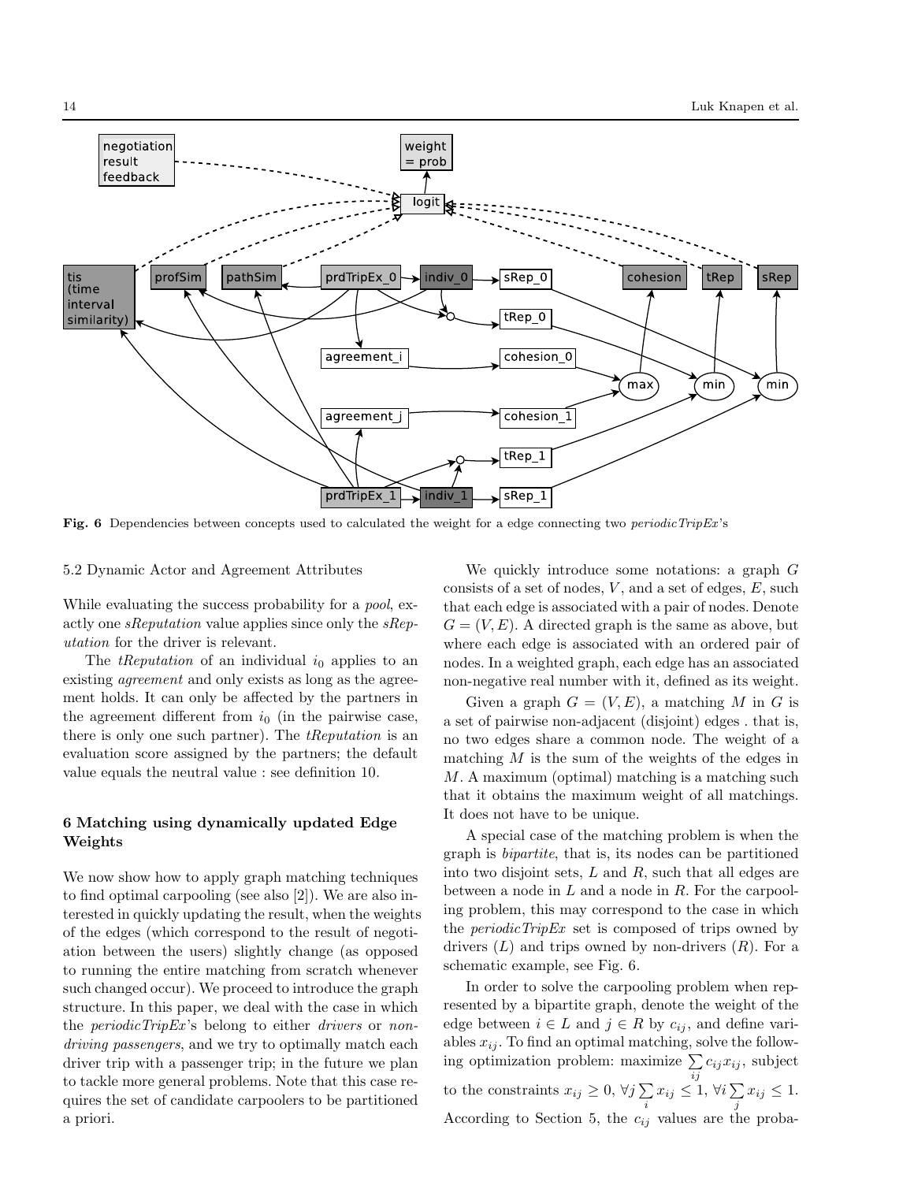negotiation result feedback

weight = prob

logit

tis (time interval similarity)

profSim

pathSim

prdTripEx_0

indiv_0

sRep_0

cohesion

tRep

sRep

tRep_0

agreement_i

cohesion_0

max

min

min

agreement_j

cohesion_1

tRep_1

prdTripEx_1

indiv_1

sRep_1

**Fig. 6** Dependencies between concepts used to calculated the weight for a edge connecting two *periodicTripEx*'s

### 5.2 Dynamic Actor and Agreement Attributes

While evaluating the success probability for a *pool*, exactly one *sReputation* value applies since only the *sReputation* for the driver is relevant.

The *tReputation* of an individual $i_0$ applies to an existing *agreement* and only exists as long as the agreement holds. It can only be affected by the partners in the agreement different from $i_0$ (in the pairwise case, there is only one such partner). The *tReputation* is an evaluation score assigned by the partners; the default value equals the neutral value : see definition 10.

## 6 Matching using dynamically updated Edge Weights

We now show how to apply graph matching techniques to find optimal carpooling (see also [2]). We are also interested in quickly updating the result, when the weights of the edges (which correspond to the result of negotiation between the users) slightly change (as opposed to running the entire matching from scratch whenever such changed occur). We proceed to introduce the graph structure. In this paper, we deal with the case in which the *periodicTripEx*'s belong to either *drivers* or *non-driving passengers*, and we try to optimally match each driver trip with a passenger trip; in the future we plan to tackle more general problems. Note that this case requires the set of candidate carpoolers to be partitioned a priori.

We quickly introduce some notations: a graph $G$ consists of a set of nodes, $V$, and a set of edges, $E$, such that each edge is associated with a pair of nodes. Denote $G = (V, E)$. A directed graph is the same as above, but where each edge is associated with an ordered pair of nodes. In a weighted graph, each edge has an associated non-negative real number with it, defined as its weight.

Given a graph $G = (V, E)$, a matching $M$ in $G$ is a set of pairwise non-adjacent (disjoint) edges . that is, no two edges share a common node. The weight of a matching $M$ is the sum of the weights of the edges in $M$. A maximum (optimal) matching is a matching such that it obtains the maximum weight of all matchings. It does not have to be unique.

A special case of the matching problem is when the graph is *bipartite*, that is, its nodes can be partitioned into two disjoint sets, $L$ and $R$, such that all edges are between a node in $L$ and a node in $R$. For the carpooling problem, this may correspond to the case in which the *periodicTripEx* set is composed of trips owned by drivers ($L$) and trips owned by non-drivers ($R$). For a schematic example, see Fig. 6.

In order to solve the carpooling problem when represented by a bipartite graph, denote the weight of the edge between $i \in L$ and $j \in R$ by $c_{ij}$, and define variables $x_{ij}$. To find an optimal matching, solve the following optimization problem: maximize $\sum_{ij} c_{ij} x_{ij}$, subject to the constraints $x_{ij} \geq 0$, $\forall j \sum_i x_{ij} \leq 1$, $\forall i \sum_j x_{ij} \leq 1$. According to Section 5, the $c_{ij}$ values are the proba-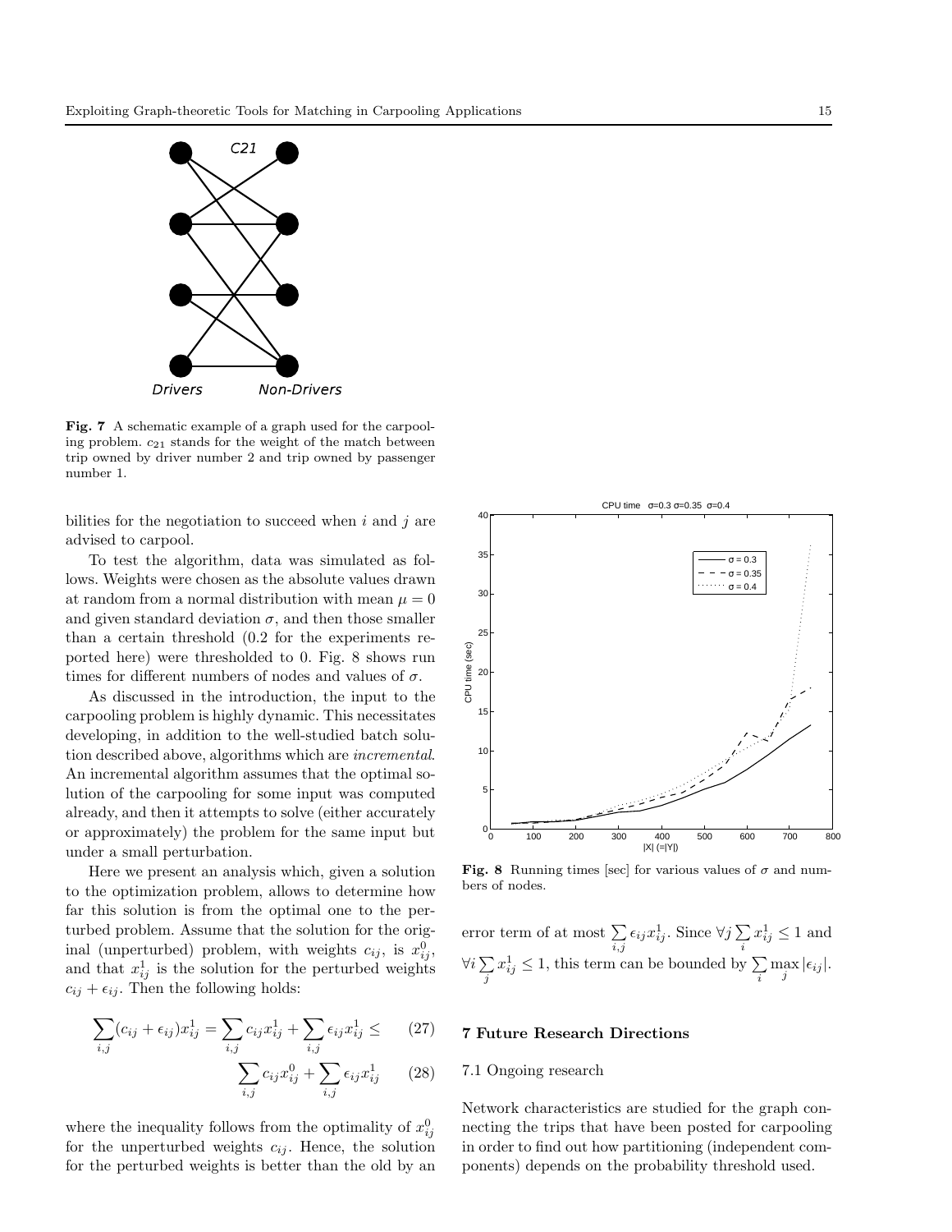**Fig. 7** A schematic example of a graph used for the carpooling problem. $c_{21}$ stands for the weight of the match between trip owned by driver number 2 and trip owned by passenger number 1.

bilities for the negotiation to succeed when $i$ and $j$ are advised to carpool.

To test the algorithm, data was simulated as follows. Weights were chosen as the absolute values drawn at random from a normal distribution with mean $\mu = 0$ and given standard deviation $\sigma$, and then those smaller than a certain threshold (0.2 for the experiments reported here) were thresholded to 0. Fig. 8 shows run times for different numbers of nodes and values of $\sigma$.

As discussed in the introduction, the input to the carpooling problem is highly dynamic. This necessitates developing, in addition to the well-studied batch solution described above, algorithms which are *incremental*. An incremental algorithm assumes that the optimal solution of the carpooling for some input was computed already, and then it attempts to solve (either accurately or approximately) the problem for the same input but under a small perturbation.

Here we present an analysis which, given a solution to the optimization problem, allows to determine how far this solution is from the optimal one to the perturbed problem. Assume that the solution for the original (unperturbed) problem, with weights $c_{ij}$, is $x^0_{ij}$, and that $x^1_{ij}$ is the solution for the perturbed weights $c_{ij} + \epsilon_{ij}$. Then the following holds:

$$\sum_{i,j}(c_{ij} + \epsilon_{ij})x^1_{ij} = \sum_{i,j} c_{ij}x^1_{ij} + \sum_{i,j} \epsilon_{ij}x^1_{ij} \leq \quad (27)$$

$$\sum_{i,j} c_{ij}x^0_{ij} + \sum_{i,j} \epsilon_{ij}x^1_{ij} \quad (28)$$

where the inequality follows from the optimality of $x^0_{ij}$ for the unperturbed weights $c_{ij}$. Hence, the solution for the perturbed weights is better than the old by an error term of at most $\sum_{i,j} \epsilon_{ij}x^1_{ij}$. Since $\forall j \sum_i x^1_{ij} \leq 1$ and $\forall i \sum_j x^1_{ij} \leq 1$, this term can be bounded by $\sum_i \max_j |\epsilon_{ij}|$.

**Fig. 8** Running times [sec] for various values of $\sigma$ and numbers of nodes.

## 7 Future Research Directions

### 7.1 Ongoing research

Network characteristics are studied for the graph connecting the trips that have been posted for carpooling in order to find out how partitioning (independent components) depends on the probability threshold used.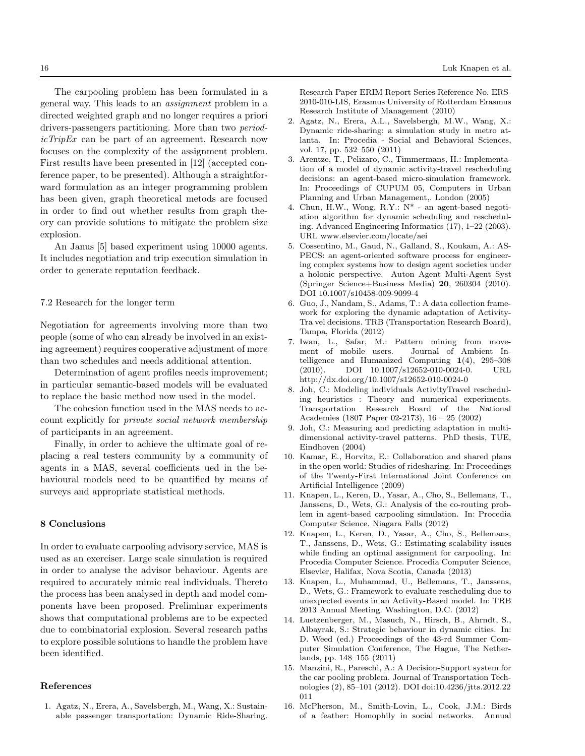The carpooling problem has been formulated in a general way. This leads to an *assignment* problem in a directed weighted graph and no longer requires a priori drivers-passengers partitioning. More than two *periodicTripEx* can be part of an agreement. Research now focuses on the complexity of the assignment problem. First results have been presented in [12] (accepted conference paper, to be presented). Although a straightforward formulation as an integer programming problem has been given, graph theoretical metods are focused in order to find out whether results from graph theory can provide solutions to mitigate the problem size explosion.

An Janus [5] based experiment using 10000 agents. It includes negotiation and trip execution simulation in order to generate reputation feedback.

### 7.2 Research for the longer term

Negotiation for agreements involving more than two people (some of who can already be involved in an existing agreement) requires cooperative adjustment of more than two schedules and needs additional attention.

Determination of agent profiles needs improvement; in particular semantic-based models will be evaluated to replace the basic method now used in the model.

The cohesion function used in the MAS needs to account explicitly for *private social network membership* of participants in an agreement.

Finally, in order to achieve the ultimate goal of replacing a real testers community by a community of agents in a MAS, several coefficients ued in the behavioural models need to be quantified by means of surveys and appropriate statistical methods.

## 8 Conclusions

In order to evaluate carpooling advisory service, MAS is used as an exerciser. Large scale simulation is required in order to analyse the advisor behaviour. Agents are required to accurately mimic real individuals. Thereto the process has been analysed in depth and model components have been proposed. Preliminar experiments shows that computational problems are to be expected due to combinatorial explosion. Several research paths to explore possible solutions to handle the problem have been identified.

## References

1. Agatz, N., Erera, A., Savelsbergh, M., Wang, X.: Sustainable passenger transportation: Dynamic Ride-Sharing. Research Paper ERIM Report Series Reference No. ERS-2010-010-LIS, Erasmus University of Rotterdam Erasmus Research Institute of Management (2010)
2. Agatz, N., Erera, A.L., Savelsbergh, M.W., Wang, X.: Dynamic ride-sharing: a simulation study in metro atlanta. In: Procedia - Social and Behavioral Sciences, vol. 17, pp. 532–550 (2011)
3. Arentze, T., Pelizaro, C., Timmermans, H.: Implementation of a model of dynamic activity-travel rescheduling decisions: an agent-based micro-simulation framework. In: Proceedings of CUPUM 05, Computers in Urban Planning and Urban Management,. London (2005)
4. Chun, H.W., Wong, R.Y.: N* - an agent-based negotiation algorithm for dynamic scheduling and rescheduling. Advanced Engineering Informatics (17), 1–22 (2003). URL www.elsevier.com/locate/aei
5. Cossentino, M., Gaud, N., Galland, S., Koukam, A.: ASPECS: an agent-oriented software process for engineering complex systems how to design agent societies under a holonic perspective. Auton Agent Multi-Agent Syst (Springer Science+Business Media) **20**, 260304 (2010). DOI 10.1007/s10458-009-9099-4
6. Guo, J., Nandam, S., Adams, T.: A data collection framework for exploring the dynamic adaptation of Activity-Tra vel decisions. TRB (Transportation Research Board), Tampa, Florida (2012)
7. Iwan, L., Safar, M.: Pattern mining from movement of mobile users. Journal of Ambient Intelligence and Humanized Computing **1**(4), 295–308 (2010). DOI 10.1007/s12652-010-0024-0. URL http://dx.doi.org/10.1007/s12652-010-0024-0
8. Joh, C.: Modeling individuals ActivityTravel rescheduling heuristics : Theory and numerical experiments. Transportation Research Board of the National Academies (1807 Paper 02-2173), 16 – 25 (2002)
9. Joh, C.: Measuring and predicting adaptation in multidimensional activity-travel patterns. PhD thesis, TUE, Eindhoven (2004)
10. Kamar, E., Horvitz, E.: Collaboration and shared plans in the open world: Studies of ridesharing. In: Proceedings of the Twenty-First International Joint Conference on Artificial Intelligence (2009)
11. Knapen, L., Keren, D., Yasar, A., Cho, S., Bellemans, T., Janssens, D., Wets, G.: Analysis of the co-routing problem in agent-based carpooling simulation. In: Procedia Computer Science. Niagara Falls (2012)
12. Knapen, L., Keren, D., Yasar, A., Cho, S., Bellemans, T., Janssens, D., Wets, G.: Estimating scalability issues while finding an optimal assignment for carpooling. In: Procedia Computer Science. Procedia Computer Science, Elsevier, Halifax, Nova Scotia, Canada (2013)
13. Knapen, L., Muhammad, U., Bellemans, T., Janssens, D., Wets, G.: Framework to evaluate rescheduling due to unexpected events in an Activity-Based model. In: TRB 2013 Annual Meeting. Washington, D.C. (2012)
14. Luetzenberger, M., Masuch, N., Hirsch, B., Ahrndt, S., Albayrak, S.: Strategic behaviour in dynamic cities. In: D. Weed (ed.) Proceedings of the 43-rd Summer Computer Simulation Conference, The Hague, The Netherlands, pp. 148–155 (2011)
15. Manzini, R., Pareschi, A.: A Decision-Support system for the car pooling problem. Journal of Transportation Technologies (2), 85–101 (2012). DOI doi:10.4236/jtts.2012.22011
16. McPherson, M., Smith-Lovin, L., Cook, J.M.: Birds of a feather: Homophily in social networks. Annual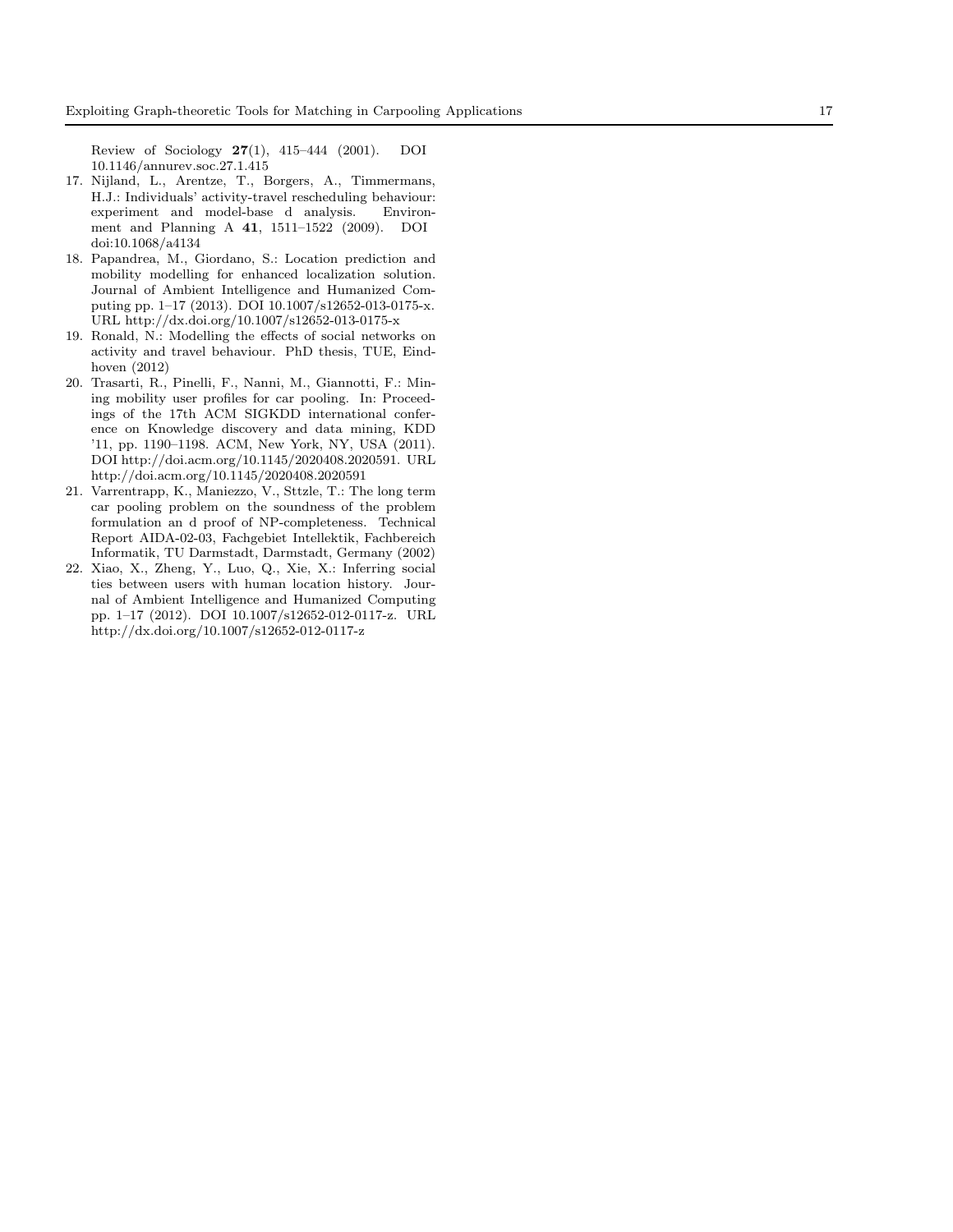Review of Sociology **27**(1), 415–444 (2001). DOI 10.1146/annurev.soc.27.1.415

17. Nijland, L., Arentze, T., Borgers, A., Timmermans, H.J.: Individuals' activity-travel rescheduling behaviour: experiment and model-base d analysis. Environment and Planning A **41**, 1511–1522 (2009). DOI doi:10.1068/a4134
18. Papandrea, M., Giordano, S.: Location prediction and mobility modelling for enhanced localization solution. Journal of Ambient Intelligence and Humanized Computing pp. 1–17 (2013). DOI 10.1007/s12652-013-0175-x. URL http://dx.doi.org/10.1007/s12652-013-0175-x
19. Ronald, N.: Modelling the effects of social networks on activity and travel behaviour. PhD thesis, TUE, Eindhoven (2012)
20. Trasarti, R., Pinelli, F., Nanni, M., Giannotti, F.: Mining mobility user profiles for car pooling. In: Proceedings of the 17th ACM SIGKDD international conference on Knowledge discovery and data mining, KDD '11, pp. 1190–1198. ACM, New York, NY, USA (2011). DOI http://doi.acm.org/10.1145/2020408.2020591. URL http://doi.acm.org/10.1145/2020408.2020591
21. Varrentrapp, K., Maniezzo, V., Sttzle, T.: The long term car pooling problem on the soundness of the problem formulation an d proof of NP-completeness. Technical Report AIDA-02-03, Fachgebiet Intellektik, Fachbereich Informatik, TU Darmstadt, Darmstadt, Germany (2002)
22. Xiao, X., Zheng, Y., Luo, Q., Xie, X.: Inferring social ties between users with human location history. Journal of Ambient Intelligence and Humanized Computing pp. 1–17 (2012). DOI 10.1007/s12652-012-0117-z. URL http://dx.doi.org/10.1007/s12652-012-0117-z